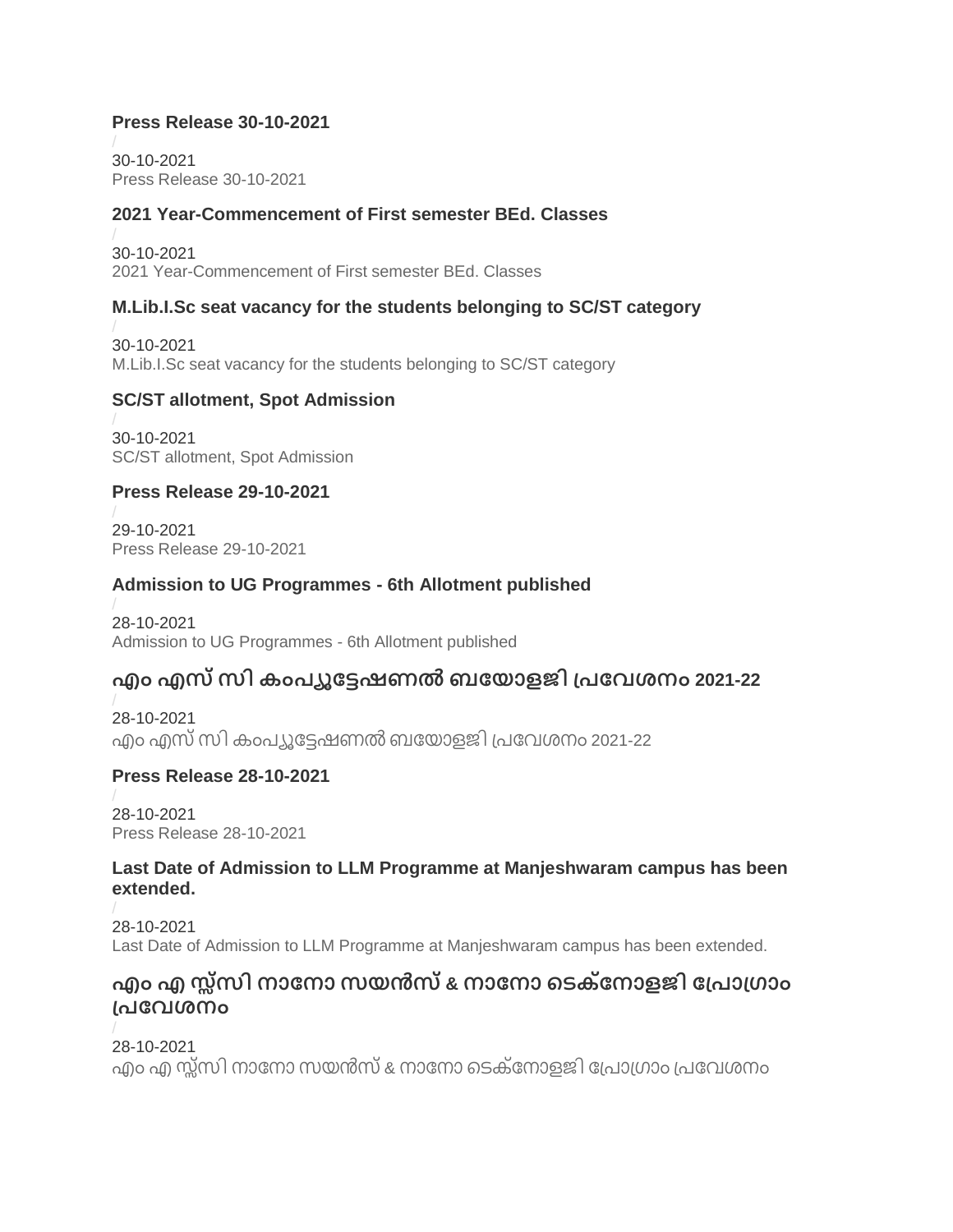### Press Release 30-10-2021

/

30-10-2021
Press Release 30-10-2021

### 2021 Year-Commencement of First semester BEd. Classes

/

30-10-2021
2021 Year-Commencement of First semester BEd. Classes

### M.Lib.I.Sc seat vacancy for the students belonging to SC/ST category

/

30-10-2021
M.Lib.I.Sc seat vacancy for the students belonging to SC/ST category

### SC/ST allotment, Spot Admission

/

30-10-2021
SC/ST allotment, Spot Admission

### Press Release 29-10-2021

/

29-10-2021
Press Release 29-10-2021

### Admission to UG Programmes - 6th Allotment published

/

28-10-2021
Admission to UG Programmes - 6th Allotment published

### എം എസ് സി കംപ്യൂട്ടേഷണൽ ബയോളജി പ്രവേശനം 2021-22

/

28-10-2021
എം എസ് സി കംപ്യൂട്ടേഷണൽ ബയോളജി പ്രവേശനം 2021-22

### Press Release 28-10-2021

/

28-10-2021
Press Release 28-10-2021

### Last Date of Admission to LLM Programme at Manjeshwaram campus has been extended.

/

28-10-2021
Last Date of Admission to LLM Programme at Manjeshwaram campus has been extended.

### എം എ സ്സ്സി നാനോ സയൻസ് & നാനോ ടെക്നോളജി പ്രോഗ്രാം പ്രവേശനം

/

28-10-2021
എം എ സ്സ്സി നാനോ സയൻസ് & നാനോ ടെക്നോളജി പ്രോഗ്രാം പ്രവേശനം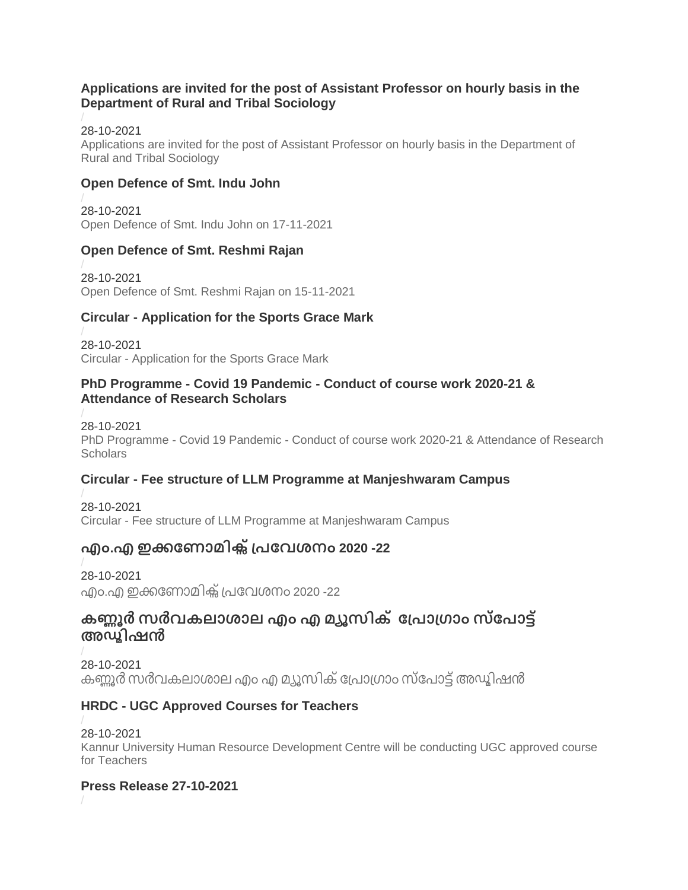### Applications are invited for the post of Assistant Professor on hourly basis in the Department of Rural and Tribal Sociology

/

28-10-2021

Applications are invited for the post of Assistant Professor on hourly basis in the Department of Rural and Tribal Sociology

### Open Defence of Smt. Indu John

/

28-10-2021

Open Defence of Smt. Indu John on 17-11-2021

### Open Defence of Smt. Reshmi Rajan

/

28-10-2021

Open Defence of Smt. Reshmi Rajan on 15-11-2021

### Circular - Application for the Sports Grace Mark

/

28-10-2021

Circular - Application for the Sports Grace Mark

### PhD Programme - Covid 19 Pandemic - Conduct of course work 2020-21 & Attendance of Research Scholars

/

28-10-2021

PhD Programme - Covid 19 Pandemic - Conduct of course work 2020-21 & Attendance of Research Scholars

### Circular - Fee structure of LLM Programme at Manjeshwaram Campus

/

28-10-2021

Circular - Fee structure of LLM Programme at Manjeshwaram Campus

### എം.എ ഇക്കണോമിക്സ് പ്രവേശനം 2020 -22

/

28-10-2021

എം.എ ഇക്കണോമിക്സ് പ്രവേശനം 2020 -22

### കണ്ണൂർ സർവകലാശാല എം എ മ്യൂസിക് പ്രോഗ്രാം സ്പോട്ട് അഡ്മിഷൻ

/

28-10-2021

കണ്ണൂർ സർവകലാശാല എം എ മ്യൂസിക് പ്രോഗ്രാം സ്പോട്ട് അഡ്മിഷൻ

### HRDC - UGC Approved Courses for Teachers

/

28-10-2021

Kannur University Human Resource Development Centre will be conducting UGC approved course for Teachers

### Press Release 27-10-2021

/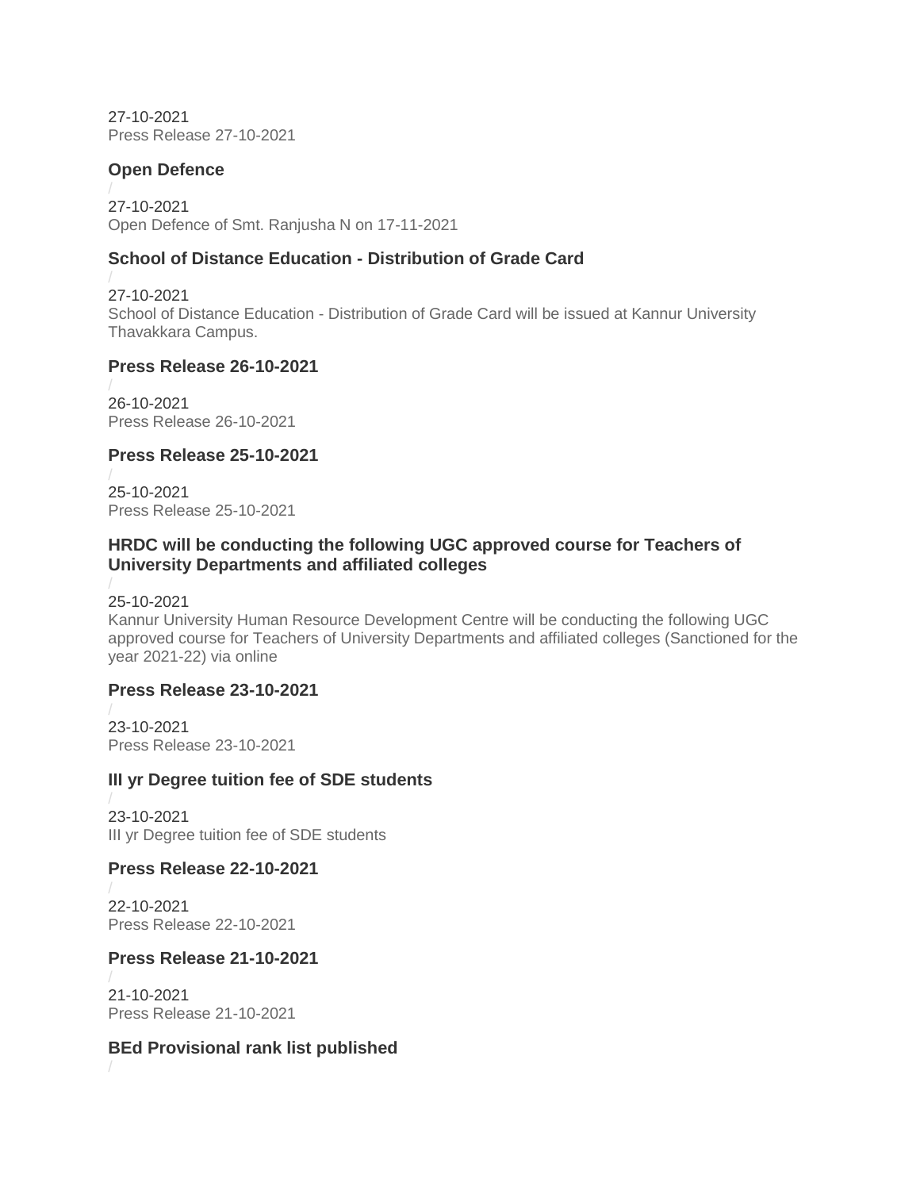27-10-2021
Press Release 27-10-2021

### Open Defence

/

27-10-2021
Open Defence of Smt. Ranjusha N on 17-11-2021

### School of Distance Education - Distribution of Grade Card

/

27-10-2021
School of Distance Education - Distribution of Grade Card will be issued at Kannur University Thavakkara Campus.

### Press Release 26-10-2021

/

26-10-2021
Press Release 26-10-2021

### Press Release 25-10-2021

/

25-10-2021
Press Release 25-10-2021

### HRDC will be conducting the following UGC approved course for Teachers of University Departments and affiliated colleges

/

25-10-2021
Kannur University Human Resource Development Centre will be conducting the following UGC approved course for Teachers of University Departments and affiliated colleges (Sanctioned for the year 2021-22) via online

### Press Release 23-10-2021

/

23-10-2021
Press Release 23-10-2021

### III yr Degree tuition fee of SDE students

/

23-10-2021
III yr Degree tuition fee of SDE students

### Press Release 22-10-2021

/

22-10-2021
Press Release 22-10-2021

### Press Release 21-10-2021

/

21-10-2021
Press Release 21-10-2021

### BEd Provisional rank list published

/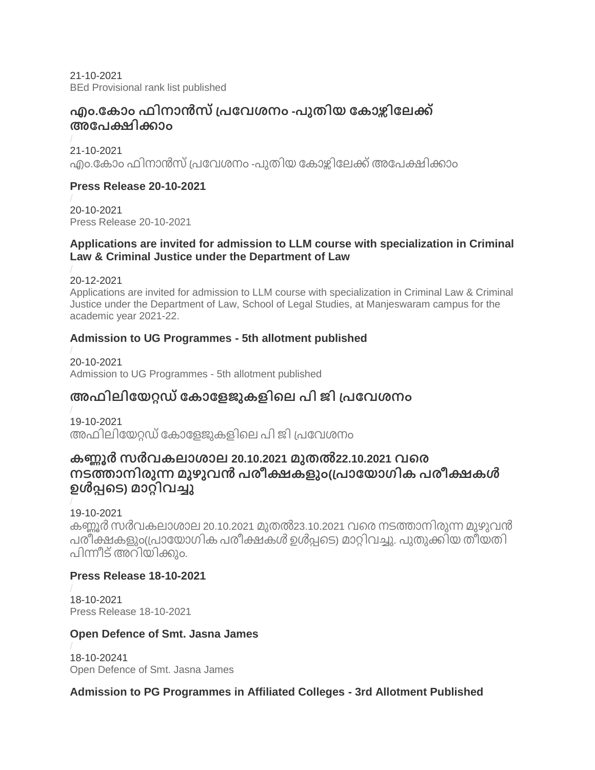21-10-2021
BEd Provisional rank list published

### എം.കോം ഫിനാൻസ് പ്രവേശനം -പുതിയ കോഴ്സിലേക്ക് അപേക്ഷിക്കാം

/
21-10-2021
എം.കോം ഫിനാൻസ് പ്രവേശനം -പുതിയ കോഴ്സിലേക്ക് അപേക്ഷിക്കാം

#### Press Release 20-10-2021

/
20-10-2021
Press Release 20-10-2021

#### Applications are invited for admission to LLM course with specialization in Criminal Law & Criminal Justice under the Department of Law

/
20-12-2021
Applications are invited for admission to LLM course with specialization in Criminal Law & Criminal Justice under the Department of Law, School of Legal Studies, at Manjeswaram campus for the academic year 2021-22.

#### Admission to UG Programmes - 5th allotment published

/
20-10-2021
Admission to UG Programmes - 5th allotment published

### അഫിലിയേറ്റഡ് കോളേജുകളിലെ പി ജി പ്രവേശനം

/
19-10-2021
അഫിലിയേറ്റഡ് കോളേജുകളിലെ പി ജി പ്രവേശനം

### കണ്ണൂർ സർവകലാശാല 20.10.2021 മുതൽ22.10.2021 വരെ നടത്താനിരുന്ന മുഴുവൻ പരീക്ഷകളും(പ്രായോഗിക പരീക്ഷകൾ ഉൾപ്പടെ) മാറ്റിവച്ചു

/
19-10-2021
കണ്ണൂർ സർവകലാശാല 20.10.2021 മുതൽ23.10.2021 വരെ നടത്താനിരുന്ന മുഴുവൻ പരീക്ഷകളും(പ്രായോഗിക പരീക്ഷകൾ ഉൾപ്പടെ) മാറ്റിവച്ചു. പുതുക്കിയ തീയതി പിന്നീട് അറിയിക്കും.

#### Press Release 18-10-2021

/
18-10-2021
Press Release 18-10-2021

#### Open Defence of Smt. Jasna James

/
18-10-20241
Open Defence of Smt. Jasna James

#### Admission to PG Programmes in Affiliated Colleges - 3rd Allotment Published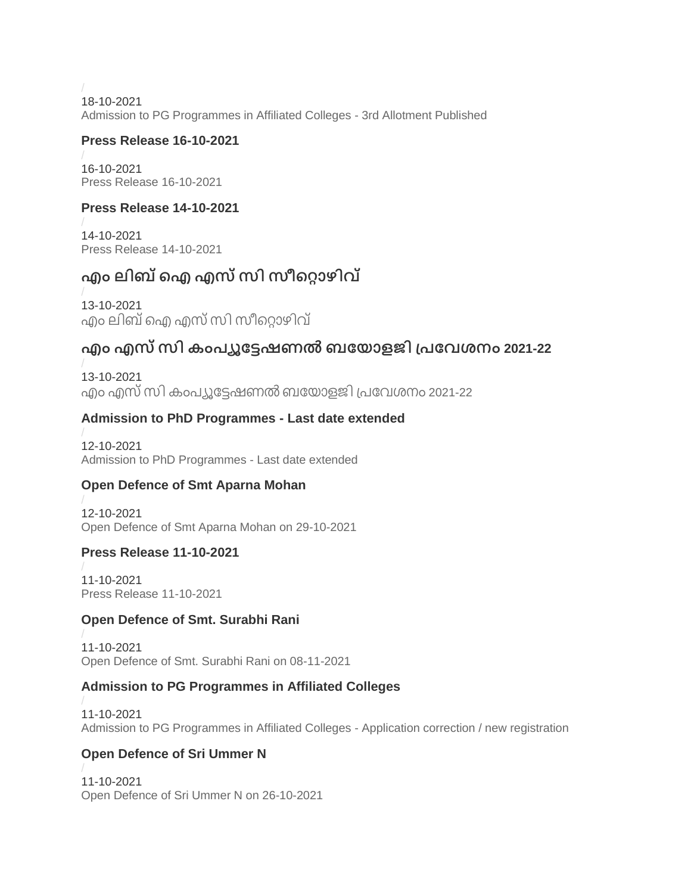/
18-10-2021
Admission to PG Programmes in Affiliated Colleges - 3rd Allotment Published

### Press Release 16-10-2021

/
16-10-2021
Press Release 16-10-2021

### Press Release 14-10-2021

/
14-10-2021
Press Release 14-10-2021

### എം ലിബ് ഐ എസ് സി സീറ്റൊഴിവ്

/
13-10-2021
എം ലിബ് ഐ എസ് സി സീറ്റൊഴിവ്

### എം എസ് സി കംപ്യൂട്ടേഷണൽ ബയോളജി പ്രവേശനം 2021-22

/
13-10-2021
എം എസ് സി കംപ്യൂട്ടേഷണൽ ബയോളജി പ്രവേശനം 2021-22

### Admission to PhD Programmes - Last date extended

/
12-10-2021
Admission to PhD Programmes - Last date extended

### Open Defence of Smt Aparna Mohan

/
12-10-2021
Open Defence of Smt Aparna Mohan on 29-10-2021

### Press Release 11-10-2021

/
11-10-2021
Press Release 11-10-2021

### Open Defence of Smt. Surabhi Rani

/
11-10-2021
Open Defence of Smt. Surabhi Rani on 08-11-2021

### Admission to PG Programmes in Affiliated Colleges

/
11-10-2021
Admission to PG Programmes in Affiliated Colleges - Application correction / new registration

### Open Defence of Sri Ummer N

/
11-10-2021
Open Defence of Sri Ummer N on 26-10-2021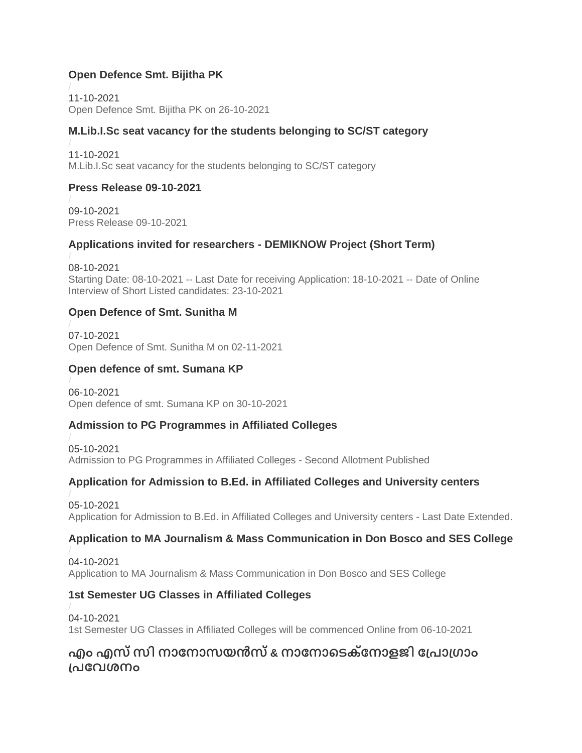### Open Defence Smt. Bijitha PK

/
11-10-2021
Open Defence Smt. Bijitha PK on 26-10-2021

### M.Lib.I.Sc seat vacancy for the students belonging to SC/ST category

/
11-10-2021
M.Lib.I.Sc seat vacancy for the students belonging to SC/ST category

### Press Release 09-10-2021

/
09-10-2021
Press Release 09-10-2021

### Applications invited for researchers - DEMIKNOW Project (Short Term)

/
08-10-2021
Starting Date: 08-10-2021 -- Last Date for receiving Application: 18-10-2021 -- Date of Online Interview of Short Listed candidates: 23-10-2021

### Open Defence of Smt. Sunitha M

/
07-10-2021
Open Defence of Smt. Sunitha M on 02-11-2021

### Open defence of smt. Sumana KP

/
06-10-2021
Open defence of smt. Sumana KP on 30-10-2021

### Admission to PG Programmes in Affiliated Colleges

/
05-10-2021
Admission to PG Programmes in Affiliated Colleges - Second Allotment Published

### Application for Admission to B.Ed. in Affiliated Colleges and University centers

/
05-10-2021
Application for Admission to B.Ed. in Affiliated Colleges and University centers - Last Date Extended.

### Application to MA Journalism & Mass Communication in Don Bosco and SES College

/
04-10-2021
Application to MA Journalism & Mass Communication in Don Bosco and SES College

### 1st Semester UG Classes in Affiliated Colleges

/
04-10-2021
1st Semester UG Classes in Affiliated Colleges will be commenced Online from 06-10-2021

### എം എസ് സി നാനോസയൻസ് & നാനോടെക്നോളജി പ്രോഗ്രാം പ്രവേശനം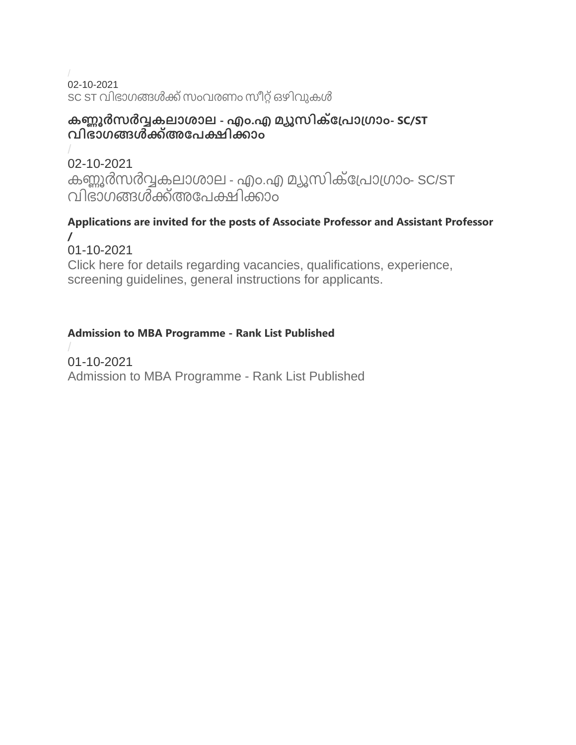/
02-10-2021
SC ST വിഭാഗങ്ങൾക്ക് സംവരണം സീറ്റ് ഒഴിവുകൾ

**കണ്ണൂർസർവ്വകലാശാല - എം.എ മ്യൂസിക്പ്രോഗ്രാം- SC/ST വിഭാഗങ്ങൾക്ക്അപേക്ഷിക്കാം**

/
02-10-2021
കണ്ണൂർസർവ്വകലാശാല - എം.എ മ്യൂസിക്പ്രോഗ്രാം- SC/ST വിഭാഗങ്ങൾക്ക്അപേക്ഷിക്കാം

**Applications are invited for the posts of Associate Professor and Assistant Professor**
**/**
01-10-2021
Click here for details regarding vacancies, qualifications, experience, screening guidelines, general instructions for applicants.

**Admission to MBA Programme - Rank List Published**

/
01-10-2021
Admission to MBA Programme - Rank List Published